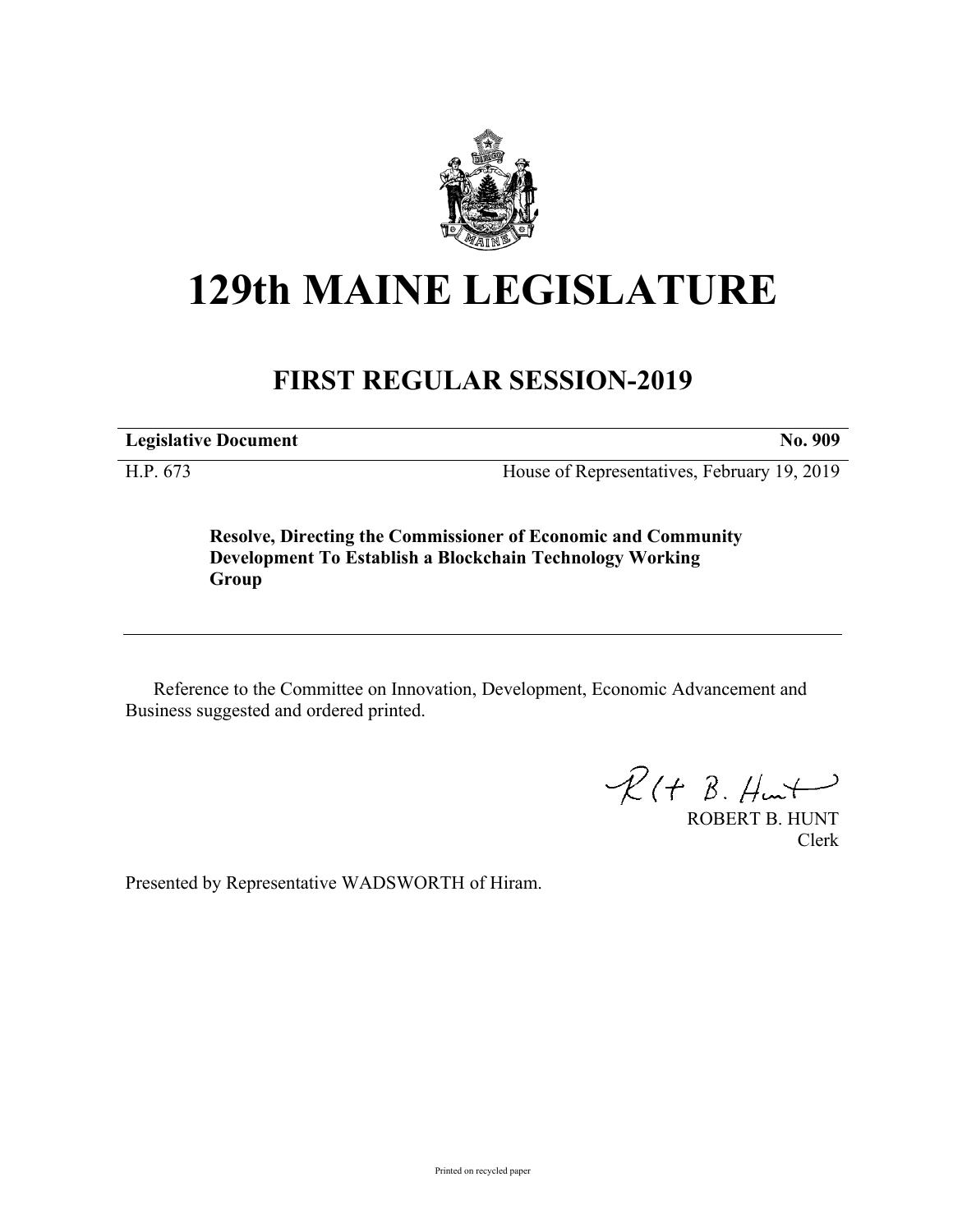# 129th MAINE LEGISLATURE

## FIRST REGULAR SESSION-2019

| **Legislative Document** | **No. 909** |
|---|---|
| H.P. 673 | House of Representatives, February 19, 2019 |

**Resolve, Directing the Commissioner of Economic and Community Development To Establish a Blockchain Technology Working Group**

---

Reference to the Committee on Innovation, Development, Economic Advancement and Business suggested and ordered printed.

ROBERT B. HUNT
Clerk

Presented by Representative WADSWORTH of Hiram.

Printed on recycled paper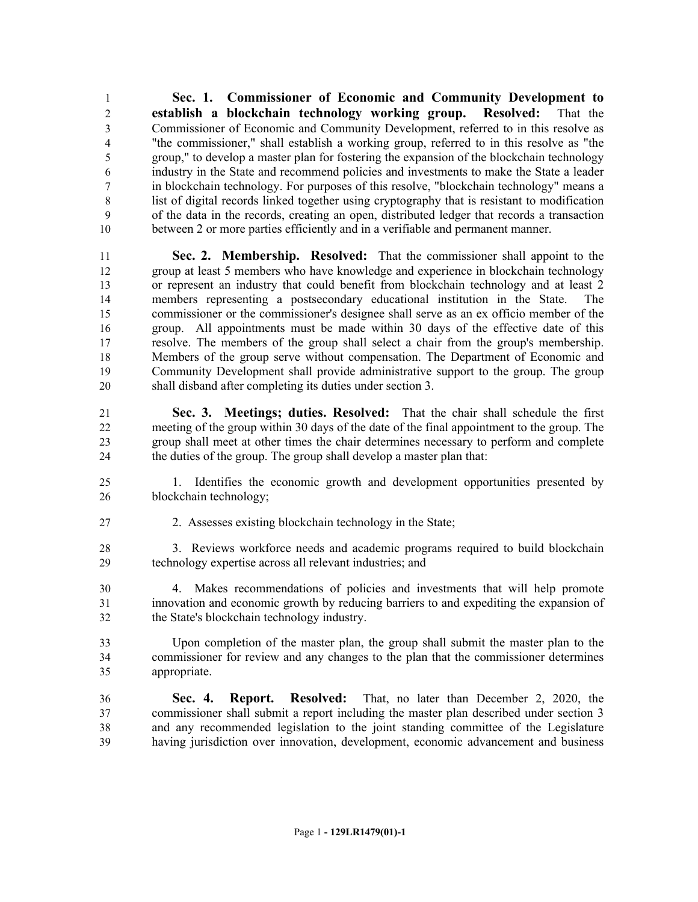**Sec. 1. Commissioner of Economic and Community Development to establish a blockchain technology working group. Resolved:** That the Commissioner of Economic and Community Development, referred to in this resolve as "the commissioner," shall establish a working group, referred to in this resolve as "the group," to develop a master plan for fostering the expansion of the blockchain technology industry in the State and recommend policies and investments to make the State a leader in blockchain technology. For purposes of this resolve, "blockchain technology" means a list of digital records linked together using cryptography that is resistant to modification of the data in the records, creating an open, distributed ledger that records a transaction between 2 or more parties efficiently and in a verifiable and permanent manner.

**Sec. 2. Membership. Resolved:** That the commissioner shall appoint to the group at least 5 members who have knowledge and experience in blockchain technology or represent an industry that could benefit from blockchain technology and at least 2 members representing a postsecondary educational institution in the State. The commissioner or the commissioner's designee shall serve as an ex officio member of the group. All appointments must be made within 30 days of the effective date of this resolve. The members of the group shall select a chair from the group's membership. Members of the group serve without compensation. The Department of Economic and Community Development shall provide administrative support to the group. The group shall disband after completing its duties under section 3.

**Sec. 3. Meetings; duties. Resolved:** That the chair shall schedule the first meeting of the group within 30 days of the date of the final appointment to the group. The group shall meet at other times the chair determines necessary to perform and complete the duties of the group. The group shall develop a master plan that:

1. Identifies the economic growth and development opportunities presented by blockchain technology;

2. Assesses existing blockchain technology in the State;

3. Reviews workforce needs and academic programs required to build blockchain technology expertise across all relevant industries; and

4. Makes recommendations of policies and investments that will help promote innovation and economic growth by reducing barriers to and expediting the expansion of the State's blockchain technology industry.

Upon completion of the master plan, the group shall submit the master plan to the commissioner for review and any changes to the plan that the commissioner determines appropriate.

**Sec. 4. Report. Resolved:** That, no later than December 2, 2020, the commissioner shall submit a report including the master plan described under section 3 and any recommended legislation to the joint standing committee of the Legislature having jurisdiction over innovation, development, economic advancement and business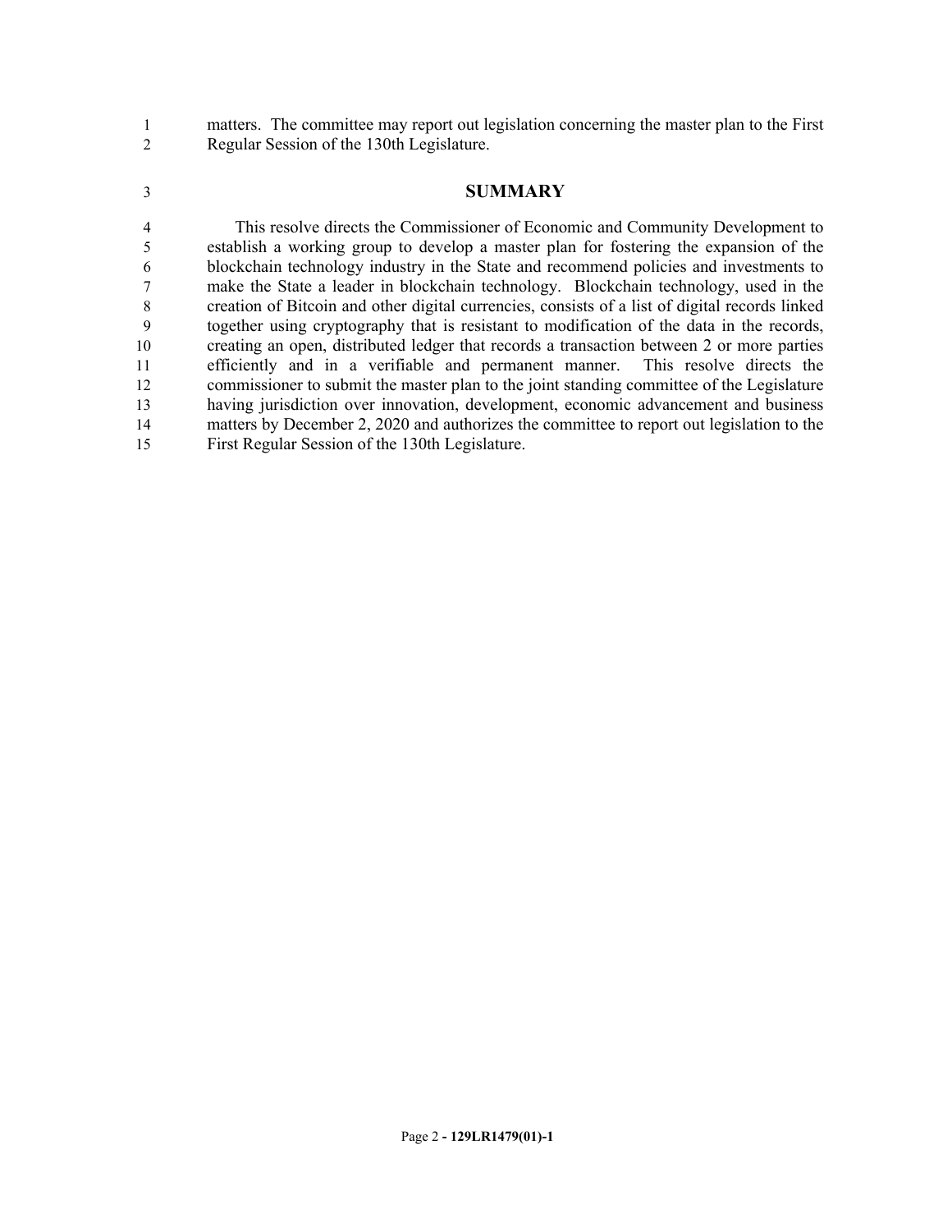matters. The committee may report out legislation concerning the master plan to the First Regular Session of the 130th Legislature.

## SUMMARY

This resolve directs the Commissioner of Economic and Community Development to establish a working group to develop a master plan for fostering the expansion of the blockchain technology industry in the State and recommend policies and investments to make the State a leader in blockchain technology. Blockchain technology, used in the creation of Bitcoin and other digital currencies, consists of a list of digital records linked together using cryptography that is resistant to modification of the data in the records, creating an open, distributed ledger that records a transaction between 2 or more parties efficiently and in a verifiable and permanent manner. This resolve directs the commissioner to submit the master plan to the joint standing committee of the Legislature having jurisdiction over innovation, development, economic advancement and business matters by December 2, 2020 and authorizes the committee to report out legislation to the First Regular Session of the 130th Legislature.